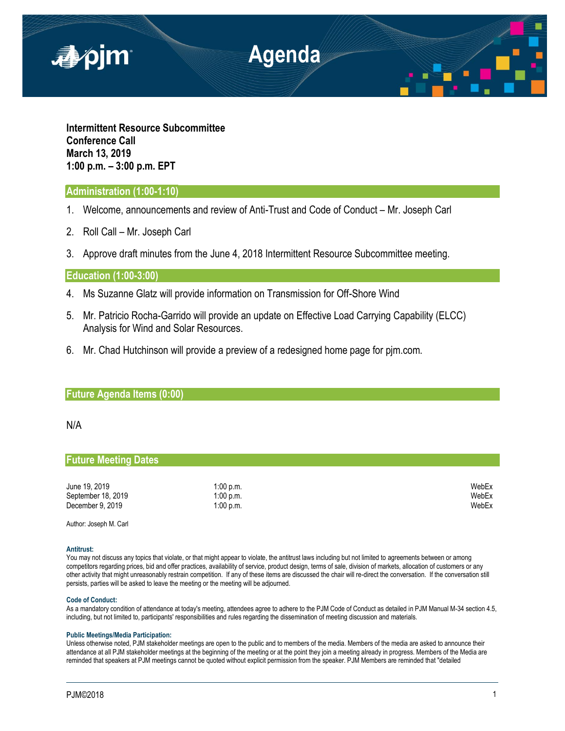# Agenda

**Intermittent Resource Subcommittee**
**Conference Call**
**March 13, 2019**
**1:00 p.m. – 3:00 p.m. EPT**

## Administration (1:00-1:10)

1. Welcome, announcements and review of Anti-Trust and Code of Conduct – Mr. Joseph Carl
2. Roll Call – Mr. Joseph Carl
3. Approve draft minutes from the June 4, 2018 Intermittent Resource Subcommittee meeting.

## Education (1:00-3:00)

4. Ms Suzanne Glatz will provide information on Transmission for Off-Shore Wind
5. Mr. Patricio Rocha-Garrido will provide an update on Effective Load Carrying Capability (ELCC) Analysis for Wind and Solar Resources.
6. Mr. Chad Hutchinson will provide a preview of a redesigned home page for pjm.com.

## Future Agenda Items (0:00)

N/A

## Future Meeting Dates

| | | |
|---|---|---|
| June 19, 2019 | 1:00 p.m. | WebEx |
| September 18, 2019 | 1:00 p.m. | WebEx |
| December 9, 2019 | 1:00 p.m. | WebEx |

Author: Joseph M. Carl

**Antitrust:**
You may not discuss any topics that violate, or that might appear to violate, the antitrust laws including but not limited to agreements between or among competitors regarding prices, bid and offer practices, availability of service, product design, terms of sale, division of markets, allocation of customers or any other activity that might unreasonably restrain competition. If any of these items are discussed the chair will re-direct the conversation. If the conversation still persists, parties will be asked to leave the meeting or the meeting will be adjourned.

**Code of Conduct:**
As a mandatory condition of attendance at today's meeting, attendees agree to adhere to the PJM Code of Conduct as detailed in PJM Manual M-34 section 4.5, including, but not limited to, participants' responsibilities and rules regarding the dissemination of meeting discussion and materials.

**Public Meetings/Media Participation:**
Unless otherwise noted, PJM stakeholder meetings are open to the public and to members of the media. Members of the media are asked to announce their attendance at all PJM stakeholder meetings at the beginning of the meeting or at the point they join a meeting already in progress. Members of the Media are reminded that speakers at PJM meetings cannot be quoted without explicit permission from the speaker. PJM Members are reminded that "detailed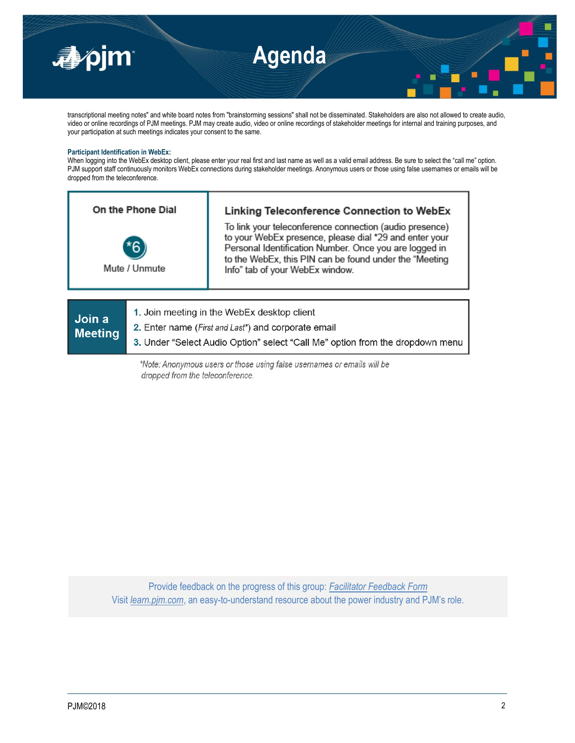transcriptional meeting notes" and white board notes from "brainstorming sessions" shall not be disseminated. Stakeholders are also not allowed to create audio, video or online recordings of PJM meetings. PJM may create audio, video or online recordings of stakeholder meetings for internal and training purposes, and your participation at such meetings indicates your consent to the same.

**Participant Identification in WebEx:**

When logging into the WebEx desktop client, please enter your real first and last name as well as a valid email address. Be sure to select the "call me" option. PJM support staff continuously monitors WebEx connections during stakeholder meetings. Anonymous users or those using false usernames or emails will be dropped from the teleconference.

| On the Phone Dial | Linking Teleconference Connection to WebEx |
| --- | --- |
| *6 Mute / Unmute | To link your teleconference connection (audio presence) to your WebEx presence, please dial *29 and enter your Personal Identification Number. Once you are logged in to the WebEx, this PIN can be found under the "Meeting Info" tab of your WebEx window. |

**Join a Meeting**

1. Join meeting in the WebEx desktop client
2. Enter name (*First and Last**) and corporate email
3. Under "Select Audio Option" select "Call Me" option from the dropdown menu

*\*Note: Anonymous users or those using false usernames or emails will be dropped from the teleconference.*

Provide feedback on the progress of this group: *Facilitator Feedback Form*

Visit *learn.pjm.com*, an easy-to-understand resource about the power industry and PJM's role.

PJM©2018